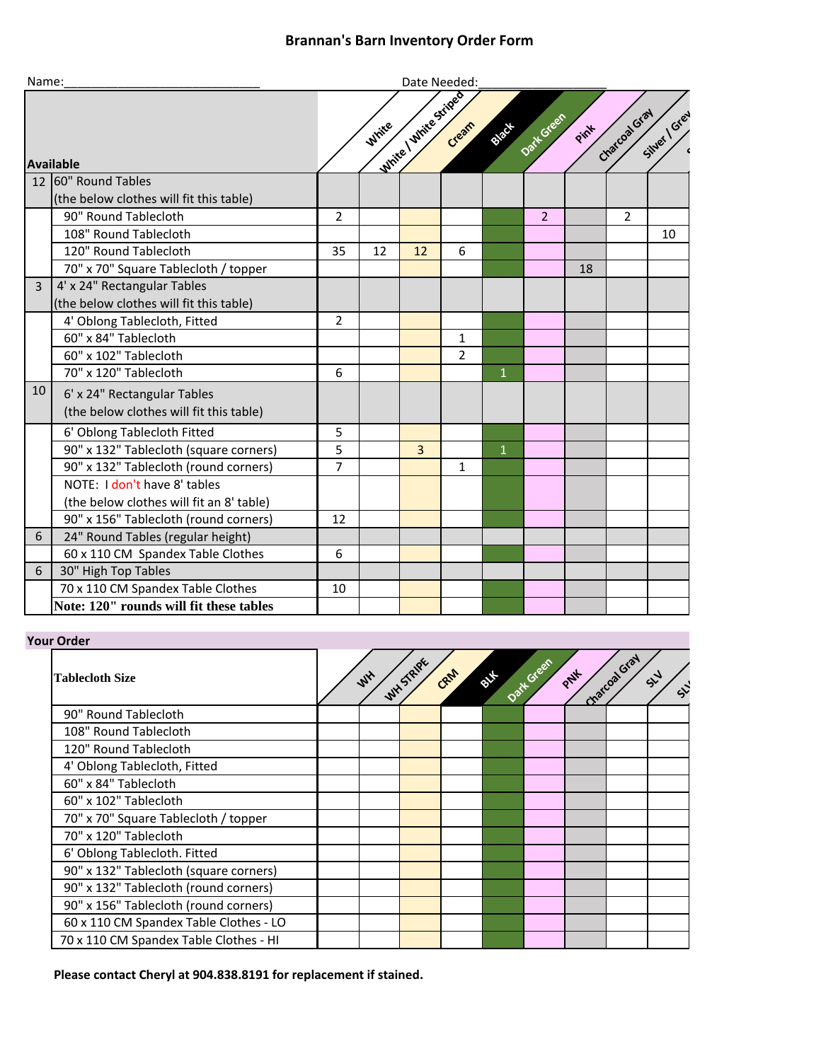# Brannan's Barn Inventory Order Form

Name:_____________________________ Date Needed:____________________

| Available | | White | White / White Striped | Cream | Black | Dark Green | Pink | Charcoal Gray | Silver / Grey | |
|---|---|---|---|---|---|---|---|---|---|---|
| 12 | 60" Round Tables (the below clothes will fit this table) | | | | | | | | | |
| | 90" Round Tablecloth | 2 | | | | | 2 | | 2 | |
| | 108" Round Tablecloth | | | | | | | | | 10 |
| | 120" Round Tablecloth | 35 | 12 | 12 | 6 | | | | | |
| | 70" x 70" Square Tablecloth / topper | | | | | | | 18 | | |
| 3 | 4' x 24" Rectangular Tables (the below clothes will fit this table) | | | | | | | | | |
| | 4' Oblong Tablecloth, Fitted | 2 | | | | | | | | |
| | 60" x 84" Tablecloth | | | | 1 | | | | | |
| | 60" x 102" Tablecloth | | | | 2 | | | | | |
| | 70" x 120" Tablecloth | 6 | | | | 1 | | | | |
| 10 | 6' x 24" Rectangular Tables (the below clothes will fit this table) | | | | | | | | | |
| | 6' Oblong Tablecloth Fitted | 5 | | | | | | | | |
| | 90" x 132" Tablecloth (square corners) | 5 | | 3 | | 1 | | | | |
| | 90" x 132" Tablecloth (round corners) | 7 | | | 1 | | | | | |
| | NOTE: I don't have 8' tables (the below clothes will fit an 8' table) | | | | | | | | | |
| | 90" x 156" Tablecloth (round corners) | 12 | | | | | | | | |
| 6 | 24" Round Tables (regular height) | | | | | | | | | |
| | 60 x 110 CM Spandex Table Clothes | 6 | | | | | | | | |
| 6 | 30" High Top Tables | | | | | | | | | |
| | 70 x 110 CM Spandex Table Clothes | 10 | | | | | | | | |
| | **Note: 120" rounds will fit these tables** | | | | | | | | | |

## Your Order

| Tablecloth Size | WH | WH STRIPE | CRM | BLK | Dark Green | PNK | Charcoal Gray | SLV | SLV |
|---|---|---|---|---|---|---|---|---|---|
| 90" Round Tablecloth | | | | | | | | | |
| 108" Round Tablecloth | | | | | | | | | |
| 120" Round Tablecloth | | | | | | | | | |
| 4' Oblong Tablecloth, Fitted | | | | | | | | | |
| 60" x 84" Tablecloth | | | | | | | | | |
| 60" x 102" Tablecloth | | | | | | | | | |
| 70" x 70" Square Tablecloth / topper | | | | | | | | | |
| 70" x 120" Tablecloth | | | | | | | | | |
| 6' Oblong Tablecloth. Fitted | | | | | | | | | |
| 90" x 132" Tablecloth (square corners) | | | | | | | | | |
| 90" x 132" Tablecloth (round corners) | | | | | | | | | |
| 90" x 156" Tablecloth (round corners) | | | | | | | | | |
| 60 x 110 CM Spandex Table Clothes - LO | | | | | | | | | |
| 70 x 110 CM Spandex Table Clothes - HI | | | | | | | | | |

**Please contact Cheryl at 904.838.8191 for replacement if stained.**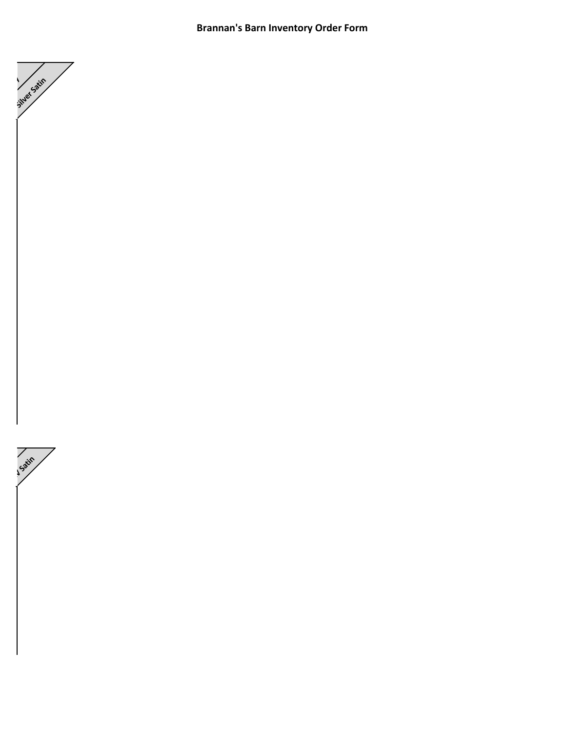**Brannan's Barn Inventory Order Form**

Silver Satin

Satin